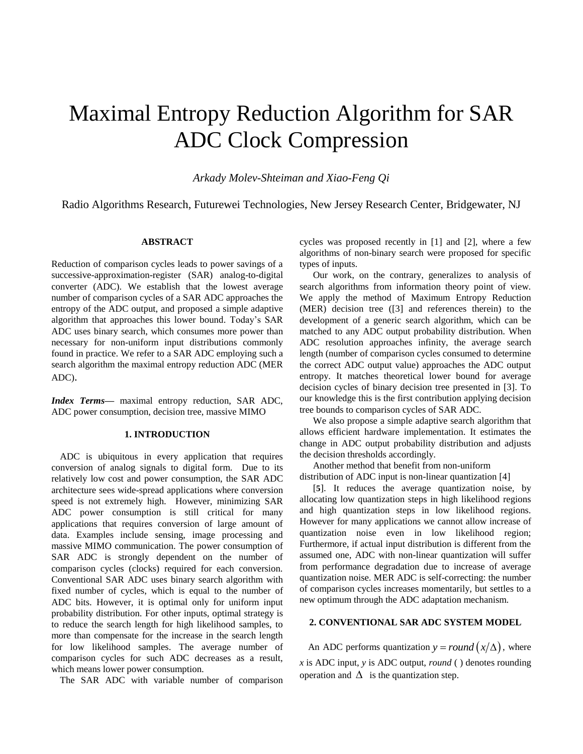# Maximal Entropy Reduction Algorithm for SAR ADC Clock Compression

*Arkady Molev-Shteiman and Xiao-Feng Qi*

Radio Algorithms Research, Futurewei Technologies, New Jersey Research Center, Bridgewater, NJ

## ABSTRACT

Reduction of comparison cycles leads to power savings of a successive-approximation-register (SAR) analog-to-digital converter (ADC). We establish that the lowest average number of comparison cycles of a SAR ADC approaches the entropy of the ADC output, and proposed a simple adaptive algorithm that approaches this lower bound. Today's SAR ADC uses binary search, which consumes more power than necessary for non-uniform input distributions commonly found in practice. We refer to a SAR ADC employing such a search algorithm the maximal entropy reduction ADC (MER ADC).

***Index Terms*—** maximal entropy reduction, SAR ADC, ADC power consumption, decision tree, massive MIMO

## 1. INTRODUCTION

ADC is ubiquitous in every application that requires conversion of analog signals to digital form. Due to its relatively low cost and power consumption, the SAR ADC architecture sees wide-spread applications where conversion speed is not extremely high. However, minimizing SAR ADC power consumption is still critical for many applications that requires conversion of large amount of data. Examples include sensing, image processing and massive MIMO communication. The power consumption of SAR ADC is strongly dependent on the number of comparison cycles (clocks) required for each conversion. Conventional SAR ADC uses binary search algorithm with fixed number of cycles, which is equal to the number of ADC bits. However, it is optimal only for uniform input probability distribution. For other inputs, optimal strategy is to reduce the search length for high likelihood samples, to more than compensate for the increase in the search length for low likelihood samples. The average number of comparison cycles for such ADC decreases as a result, which means lower power consumption.

The SAR ADC with variable number of comparison cycles was proposed recently in [1] and [2], where a few algorithms of non-binary search were proposed for specific types of inputs.

Our work, on the contrary, generalizes to analysis of search algorithms from information theory point of view. We apply the method of Maximum Entropy Reduction (MER) decision tree ([3] and references therein) to the development of a generic search algorithm, which can be matched to any ADC output probability distribution. When ADC resolution approaches infinity, the average search length (number of comparison cycles consumed to determine the correct ADC output value) approaches the ADC output entropy. It matches theoretical lower bound for average decision cycles of binary decision tree presented in [3]. To our knowledge this is the first contribution applying decision tree bounds to comparison cycles of SAR ADC.

We also propose a simple adaptive search algorithm that allows efficient hardware implementation. It estimates the change in ADC output probability distribution and adjusts the decision thresholds accordingly.

Another method that benefit from non-uniform distribution of ADC input is non-linear quantization [4] [5]. It reduces the average quantization noise, by allocating low quantization steps in high likelihood regions and high quantization steps in low likelihood regions. However for many applications we cannot allow increase of quantization noise even in low likelihood region; Furthermore, if actual input distribution is different from the assumed one, ADC with non-linear quantization will suffer from performance degradation due to increase of average quantization noise. MER ADC is self-correcting: the number of comparison cycles increases momentarily, but settles to a new optimum through the ADC adaptation mechanism.

## 2. CONVENTIONAL SAR ADC SYSTEM MODEL

An ADC performs quantization $y = round(x/\Delta)$, where $x$ is ADC input, $y$ is ADC output, $round$ ( ) denotes rounding operation and $\Delta$ is the quantization step.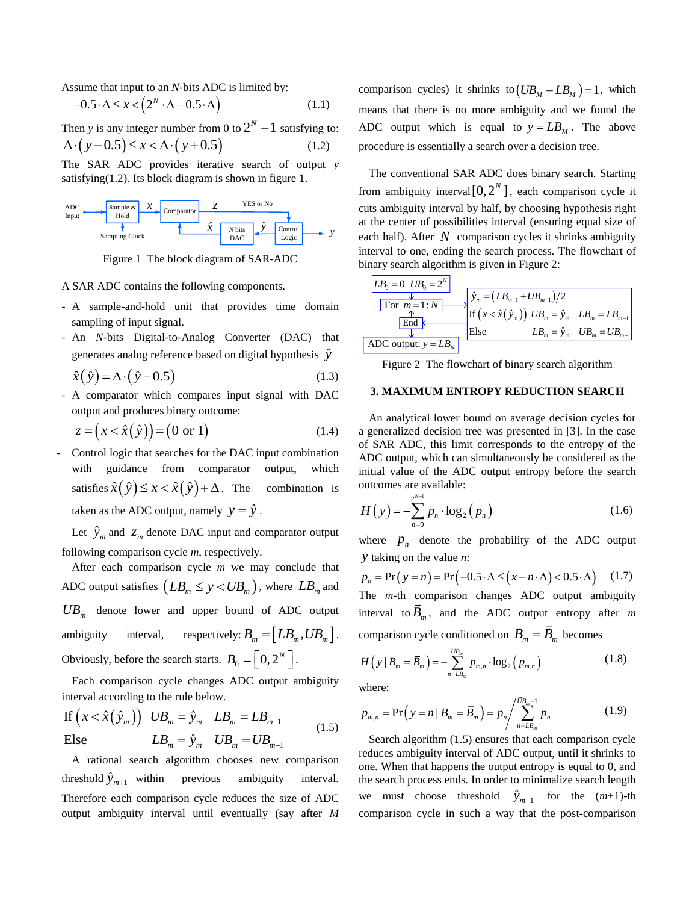Assume that input to an *N*-bits ADC is limited by:

$$-0.5\cdot\Delta \le x < \left(2^N\cdot\Delta - 0.5\cdot\Delta\right) \quad (1.1)$$

Then *y* is any integer number from 0 to $2^N-1$ satisfying to:

$$\Delta\cdot(y-0.5) \le x < \Delta\cdot(y+0.5) \quad (1.2)$$

The SAR ADC provides iterative search of output *y* satisfying(1.2). Its block diagram is shown in figure 1.

Figure 1 The block diagram of SAR-ADC

A SAR ADC contains the following components.

- A sample-and-hold unit that provides time domain sampling of input signal.
- An *N*-bits Digital-to-Analog Converter (DAC) that generates analog reference based on digital hypothesis $\hat{y}$

$$\hat{x}(\hat{y}) = \Delta\cdot(\hat{y}-0.5) \quad (1.3)$$

- A comparator which compares input signal with DAC output and produces binary outcome:

$$z = \left(x < \hat{x}(\hat{y})\right) = (0 \text{ or } 1) \quad (1.4)$$

- Control logic that searches for the DAC input combination with guidance from comparator output, which satisfies $\hat{x}(\hat{y}) \le x < \hat{x}(\hat{y}) + \Delta$. The combination is taken as the ADC output, namely $y = \hat{y}$.

Let $\hat{y}_m$ and $z_m$ denote DAC input and comparator output following comparison cycle *m*, respectively.

After each comparison cycle *m* we may conclude that ADC output satisfies $(LB_m \le y < UB_m)$, where $LB_m$ and $UB_m$ denote lower and upper bound of ADC output ambiguity interval, respectively: $B_m = [LB_m, UB_m]$. Obviously, before the search starts. $B_0 = [0, 2^N]$.

Each comparison cycle changes ADC output ambiguity interval according to the rule below.

$$\begin{array}{lll} \text{If } \left(x < \hat{x}(\hat{y}_m)\right) & UB_m = \hat{y}_m & LB_m = LB_{m-1} \\ \text{Else} & LB_m = \hat{y}_m & UB_m = UB_{m-1} \end{array} \quad (1.5)$$

A rational search algorithm chooses new comparison threshold $\hat{y}_{m+1}$ within previous ambiguity interval. Therefore each comparison cycle reduces the size of ADC output ambiguity interval until eventually (say after *M* comparison cycles) it shrinks to $(UB_M - LB_M) = 1$, which means that there is no more ambiguity and we found the ADC output which is equal to $y = LB_M$. The above procedure is essentially a search over a decision tree.

The conventional SAR ADC does binary search. Starting from ambiguity interval $[0, 2^N]$, each comparison cycle it cuts ambiguity interval by half, by choosing hypothesis right at the center of possibilities interval (ensuring equal size of each half). After $N$ comparison cycles it shrinks ambiguity interval to one, ending the search process. The flowchart of binary search algorithm is given in Figure 2:

$LB_0 = 0 \;\; UB_0 = 2^N$

For $m = 1:N$

$\hat{y}_m = (LB_{m-1} + UB_{m-1})/2$

If $\left(x < \hat{x}(\hat{y}_m)\right)$ $UB_m = \hat{y}_m$ $LB_m = LB_{m-1}$

Else $LB_m = \hat{y}_m$ $UB_m = UB_{m-1}$

End

ADC output: $y = LB_N$

Figure 2 The flowchart of binary search algorithm

## 3. MAXIMUM ENTROPY REDUCTION SEARCH

An analytical lower bound on average decision cycles for a generalized decision tree was presented in [3]. In the case of SAR ADC, this limit corresponds to the entropy of the ADC output, which can simultaneously be considered as the initial value of the ADC output entropy before the search outcomes are available:

$$H(y) = -\sum_{n=0}^{2^N-1} p_n \cdot \log_2(p_n) \quad (1.6)$$

where $p_n$ denote the probability of the ADC output $y$ taking on the value *n:*

$$p_n = \Pr(y=n) = \Pr\left(-0.5\cdot\Delta \le (x - n\cdot\Delta) < 0.5\cdot\Delta\right) \quad (1.7)$$

The *m*-th comparison changes ADC output ambiguity interval to $\bar{B}_m$, and the ADC output entropy after *m* comparison cycle conditioned on $B_m = \bar{B}_m$ becomes

$$H(y \mid B_m = \bar{B}_m) = -\sum_{n=\bar{LB}_m}^{\bar{UB}_m} p_{m,n} \cdot \log_2(p_{m,n}) \quad (1.8)$$

where:

$$p_{m,n} = \Pr(y = n \mid B_m = \bar{B}_m) = p_n \Big/ \sum_{n=\bar{LB}_m}^{\bar{UB}_m - 1} p_n \quad (1.9)$$

Search algorithm (1.5) ensures that each comparison cycle reduces ambiguity interval of ADC output, until it shrinks to one. When that happens the output entropy is equal to 0, and the search process ends. In order to minimalize search length we must choose threshold $\hat{y}_{m+1}$ for the (*m*+1)-th comparison cycle in such a way that the post-comparison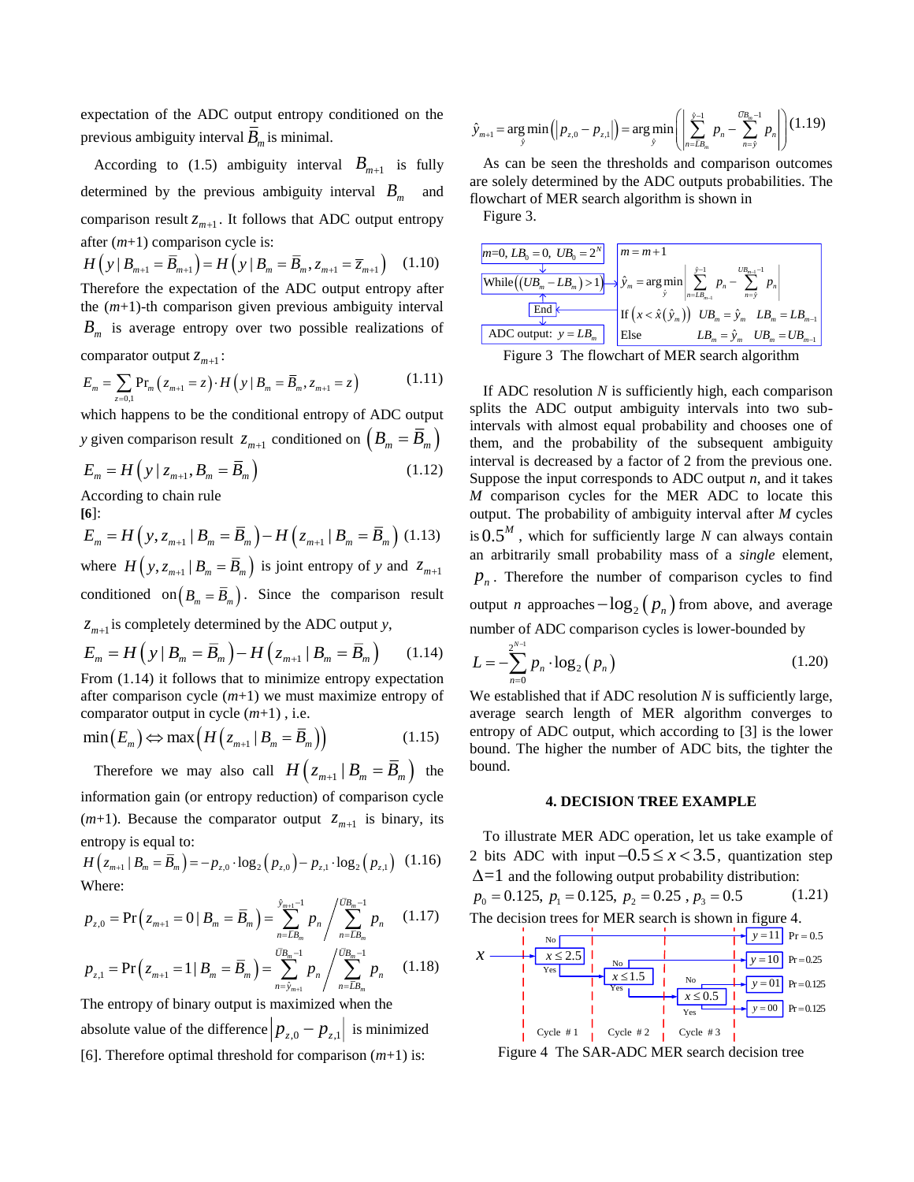expectation of the ADC output entropy conditioned on the previous ambiguity interval $\bar{B}_m$ is minimal.

According to (1.5) ambiguity interval $B_{m+1}$ is fully determined by the previous ambiguity interval $B_m$ and comparison result $z_{m+1}$. It follows that ADC output entropy after ($m$+1) comparison cycle is:

$$H\left(y \mid B_{m+1}=\bar{B}_{m+1}\right)=H\left(y \mid B_m=\bar{B}_m, z_{m+1}=\bar{z}_{m+1}\right) \quad (1.10)$$

Therefore the expectation of the ADC output entropy after the ($m$+1)-th comparison given previous ambiguity interval $B_m$ is average entropy over two possible realizations of comparator output $z_{m+1}$:

$$E_m=\sum_{z=0,1} \operatorname{Pr}_m\left(z_{m+1}=z\right) \cdot H\left(y \mid B_m=\bar{B}_m, z_{m+1}=z\right) \quad (1.11)$$

which happens to be the conditional entropy of ADC output $y$ given comparison result $z_{m+1}$ conditioned on $\left(B_m=\bar{B}_m\right)$

$$E_m=H\left(y \mid z_{m+1}, B_m=\bar{B}_m\right) \quad (1.12)$$

According to chain rule **[6]**:

$$E_m=H\left(y, z_{m+1} \mid B_m=\bar{B}_m\right)-H\left(z_{m+1} \mid B_m=\bar{B}_m\right) \quad (1.13)$$

where $H\left(y, z_{m+1} \mid B_m=\bar{B}_m\right)$ is joint entropy of $y$ and $z_{m+1}$ conditioned on $\left(B_m=\bar{B}_m\right)$. Since the comparison result $z_{m+1}$ is completely determined by the ADC output $y$,

$$E_m=H\left(y \mid B_m=\bar{B}_m\right)-H\left(z_{m+1} \mid B_m=\bar{B}_m\right) \quad (1.14)$$

From (1.14) it follows that to minimize entropy expectation after comparison cycle ($m$+1) we must maximize entropy of comparator output in cycle ($m$+1) , i.e.

$$\min \left(E_m\right) \Leftrightarrow \max \left(H\left(z_{m+1} \mid B_m=\bar{B}_m\right)\right) \quad (1.15)$$

Therefore we may also call $H\left(z_{m+1} \mid B_m=\bar{B}_m\right)$ the information gain (or entropy reduction) of comparison cycle ($m$+1). Because the comparator output $z_{m+1}$ is binary, its entropy is equal to:

$$H\left(z_{m+1} \mid B_m=\bar{B}_m\right)=-p_{z, 0} \cdot \log _2\left(p_{z, 0}\right)-p_{z, 1} \cdot \log _2\left(p_{z, 1}\right) \quad (1.16)$$

Where:

$$p_{z, 0}=\operatorname{Pr}\left(z_{m+1}=0 \mid B_m=\bar{B}_m\right)=\sum_{n=\bar{LB}_m}^{\hat{y}_{m+1}-1} p_n \Big/ \sum_{n=\bar{LB}_m}^{\bar{UB}_m-1} p_n \quad (1.17)$$

$$p_{z, 1}=\operatorname{Pr}\left(z_{m+1}=1 \mid B_m=\bar{B}_m\right)=\sum_{n=\hat{y}_{m+1}}^{\bar{UB}_m-1} p_n \Big/ \sum_{n=\bar{LB}_m}^{\bar{UB}_m-1} p_n \quad (1.18)$$

The entropy of binary output is maximized when the absolute value of the difference $\left|p_{z,0}-p_{z,1}\right|$ is minimized [6]. Therefore optimal threshold for comparison ($m$+1) is:

$$\hat{y}_{m+1}=\arg \min _{\hat{y}}\left(\left|p_{z, 0}-p_{z, 1}\right|\right)=\arg \min _{\hat{y}}\left(\left|\sum_{n=LB_m}^{\hat{y}-1} p_n-\sum_{n=\hat{y}}^{\bar{UB}_m-1} p_n\right|\right) (1.19)$$

As can be seen the thresholds and comparison outcomes are solely determined by the ADC outputs probabilities. The flowchart of MER search algorithm is shown in Figure 3.

Figure 3 The flowchart of MER search algorithm

If ADC resolution $N$ is sufficiently high, each comparison splits the ADC output ambiguity intervals into two sub-intervals with almost equal probability and chooses one of them, and the probability of the subsequent ambiguity interval is decreased by a factor of 2 from the previous one. Suppose the input corresponds to ADC output $n$, and it takes $M$ comparison cycles for the MER ADC to locate this output. The probability of ambiguity interval after $M$ cycles is $0.5^M$, which for sufficiently large $N$ can always contain an arbitrarily small probability mass of a *single* element, $p_n$. Therefore the number of comparison cycles to find output $n$ approaches $-\log_2\left(p_n\right)$ from above, and average number of ADC comparison cycles is lower-bounded by

$$L=-\sum_{n=0}^{2^N-1} p_n \cdot \log _2\left(p_n\right) \quad (1.20)$$

We established that if ADC resolution $N$ is sufficiently large, average search length of MER algorithm converges to entropy of ADC output, which according to [3] is the lower bound. The higher the number of ADC bits, the tighter the bound.

## 4. DECISION TREE EXAMPLE

To illustrate MER ADC operation, let us take example of 2 bits ADC with input $-0.5 \leq x < 3.5$, quantization step $\Delta=1$ and the following output probability distribution:

$$p_0=0.125,\ p_1=0.125,\ p_2=0.25,\ p_3=0.5 \quad (1.21)$$

The decision trees for MER search is shown in figure 4.

Figure 4 The SAR-ADC MER search decision tree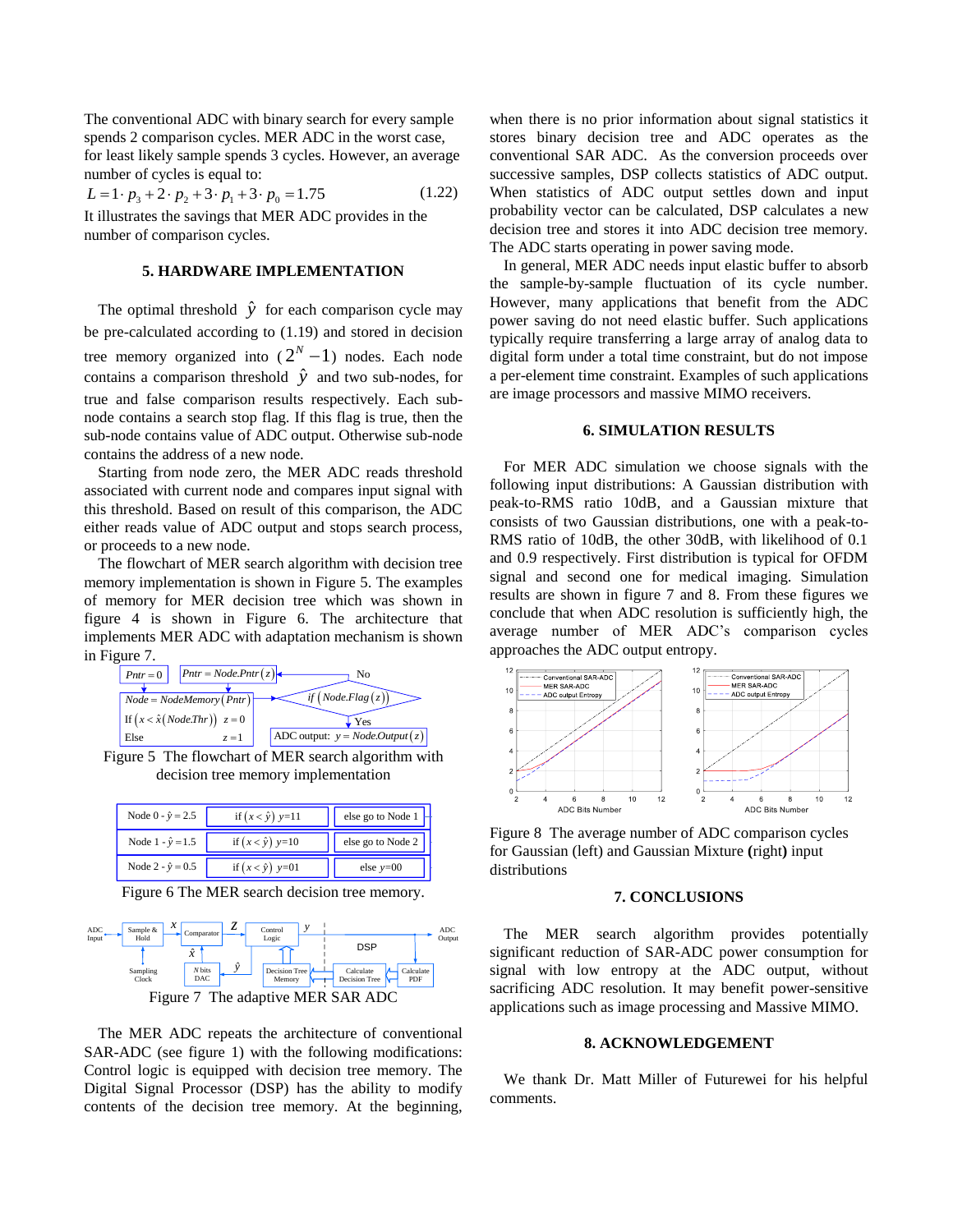The conventional ADC with binary search for every sample spends 2 comparison cycles. MER ADC in the worst case, for least likely sample spends 3 cycles. However, an average number of cycles is equal to:

$$L = 1 \cdot p_3 + 2 \cdot p_2 + 3 \cdot p_1 + 3 \cdot p_0 = 1.75 \quad (1.22)$$

It illustrates the savings that MER ADC provides in the number of comparison cycles.

## 5. HARDWARE IMPLEMENTATION

The optimal threshold $\hat{y}$ for each comparison cycle may be pre-calculated according to (1.19) and stored in decision tree memory organized into ($2^N - 1$) nodes. Each node contains a comparison threshold $\hat{y}$ and two sub-nodes, for true and false comparison results respectively. Each sub-node contains a search stop flag. If this flag is true, then the sub-node contains value of ADC output. Otherwise sub-node contains the address of a new node.

Starting from node zero, the MER ADC reads threshold associated with current node and compares input signal with this threshold. Based on result of this comparison, the ADC either reads value of ADC output and stops search process, or proceeds to a new node.

The flowchart of MER search algorithm with decision tree memory implementation is shown in Figure 5. The examples of memory for MER decision tree which was shown in figure 4 is shown in Figure 6. The architecture that implements MER ADC with adaptation mechanism is shown in Figure 7.

$Pntr = 0$ → $Node = NodeMemory(Pntr)$; If $(x < \hat{x}(Node.Thr))$ $z = 0$; Else $z = 1$ → $if\ (Node.Flag(z))$ — Yes → ADC output: $y = Node.Output(z)$; No → $Pntr = Node.Pntr(z)$

Figure 5 The flowchart of MER search algorithm with decision tree memory implementation

| Node 0 - $\hat{y} = 2.5$ | if $(x < \hat{y})$ y=11 | else go to Node 1 |
|---|---|---|
| Node 1 - $\hat{y} = 1.5$ | if $(x < \hat{y})$ y=10 | else go to Node 2 |
| Node 2 - $\hat{y} = 0.5$ | if $(x < \hat{y})$ y=01 | else y=00 |

Figure 6 The MER search decision tree memory.

Figure 7 The adaptive MER SAR ADC

The MER ADC repeats the architecture of conventional SAR-ADC (see figure 1) with the following modifications: Control logic is equipped with decision tree memory. The Digital Signal Processor (DSP) has the ability to modify contents of the decision tree memory. At the beginning, when there is no prior information about signal statistics it stores binary decision tree and ADC operates as the conventional SAR ADC. As the conversion proceeds over successive samples, DSP collects statistics of ADC output. When statistics of ADC output settles down and input probability vector can be calculated, DSP calculates a new decision tree and stores it into ADC decision tree memory. The ADC starts operating in power saving mode.

In general, MER ADC needs input elastic buffer to absorb the sample-by-sample fluctuation of its cycle number. However, many applications that benefit from the ADC power saving do not need elastic buffer. Such applications typically require transferring a large array of analog data to digital form under a total time constraint, but do not impose a per-element time constraint. Examples of such applications are image processors and massive MIMO receivers.

## 6. SIMULATION RESULTS

For MER ADC simulation we choose signals with the following input distributions: A Gaussian distribution with peak-to-RMS ratio 10dB, and a Gaussian mixture that consists of two Gaussian distributions, one with a peak-to-RMS ratio of 10dB, the other 30dB, with likelihood of 0.1 and 0.9 respectively. First distribution is typical for OFDM signal and second one for medical imaging. Simulation results are shown in figure 7 and 8. From these figures we conclude that when ADC resolution is sufficiently high, the average number of MER ADC's comparison cycles approaches the ADC output entropy.

Figure 8 The average number of ADC comparison cycles for Gaussian (left) and Gaussian Mixture **(**right**)** input distributions

## 7. CONCLUSIONS

The MER search algorithm provides potentially significant reduction of SAR-ADC power consumption for signal with low entropy at the ADC output, without sacrificing ADC resolution. It may benefit power-sensitive applications such as image processing and Massive MIMO.

## 8. ACKNOWLEDGEMENT

We thank Dr. Matt Miller of Futurewei for his helpful comments.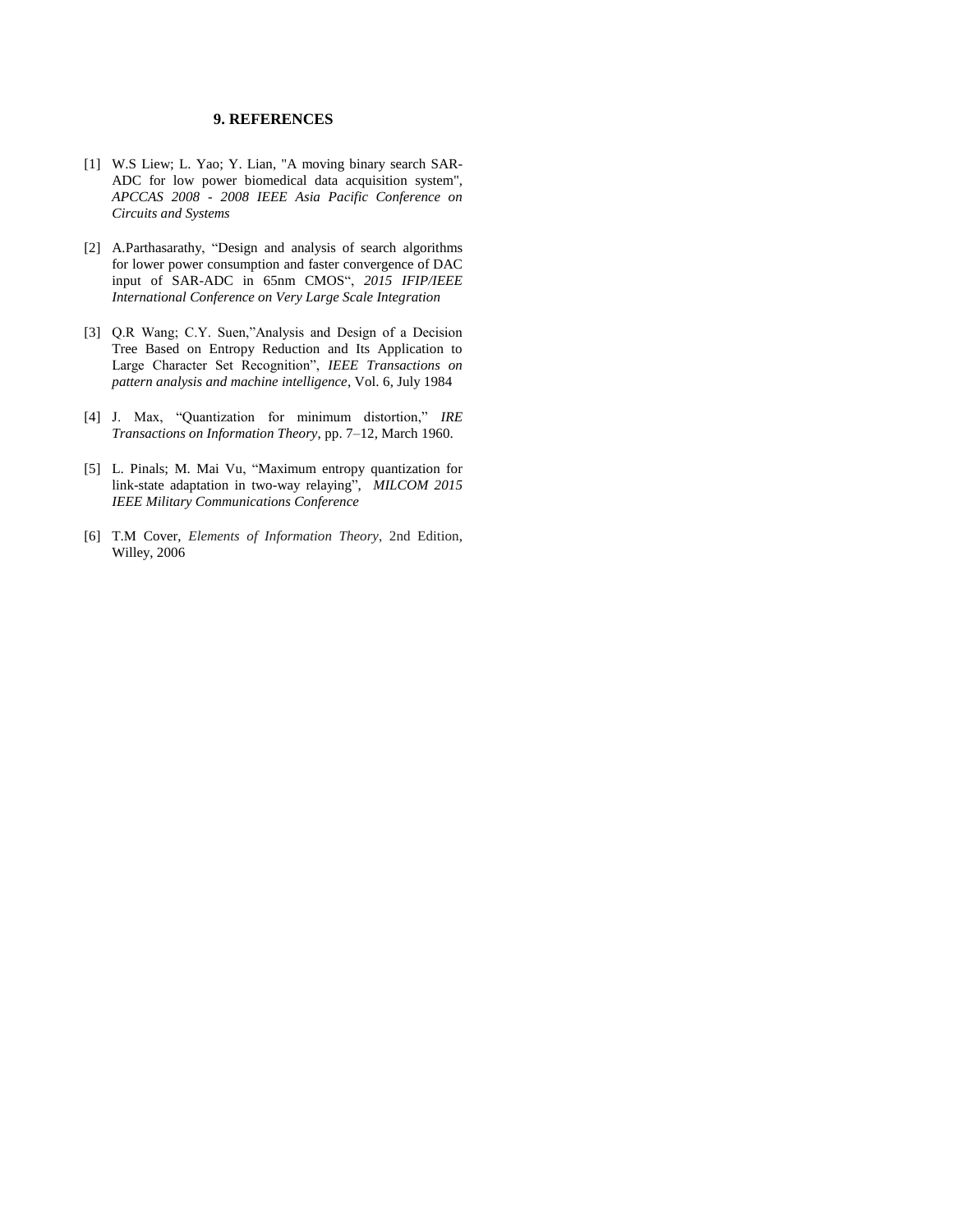## 9. REFERENCES

[1] W.S Liew; L. Yao; Y. Lian, "A moving binary search SAR-ADC for low power biomedical data acquisition system", *APCCAS 2008 - 2008 IEEE Asia Pacific Conference on Circuits and Systems*

[2] A.Parthasarathy, "Design and analysis of search algorithms for lower power consumption and faster convergence of DAC input of SAR-ADC in 65nm CMOS", *2015 IFIP/IEEE International Conference on Very Large Scale Integration*

[3] Q.R Wang; C.Y. Suen,"Analysis and Design of a Decision Tree Based on Entropy Reduction and Its Application to Large Character Set Recognition", *IEEE Transactions on pattern analysis and machine intelligence*, Vol. 6, July 1984

[4] J. Max, "Quantization for minimum distortion," *IRE Transactions on Information Theory*, pp. 7–12, March 1960.

[5] L. Pinals; M. Mai Vu, "Maximum entropy quantization for link-state adaptation in two-way relaying", *MILCOM 2015 IEEE Military Communications Conference*

[6] T.M Cover, *Elements of Information Theory*, 2nd Edition, Willey, 2006